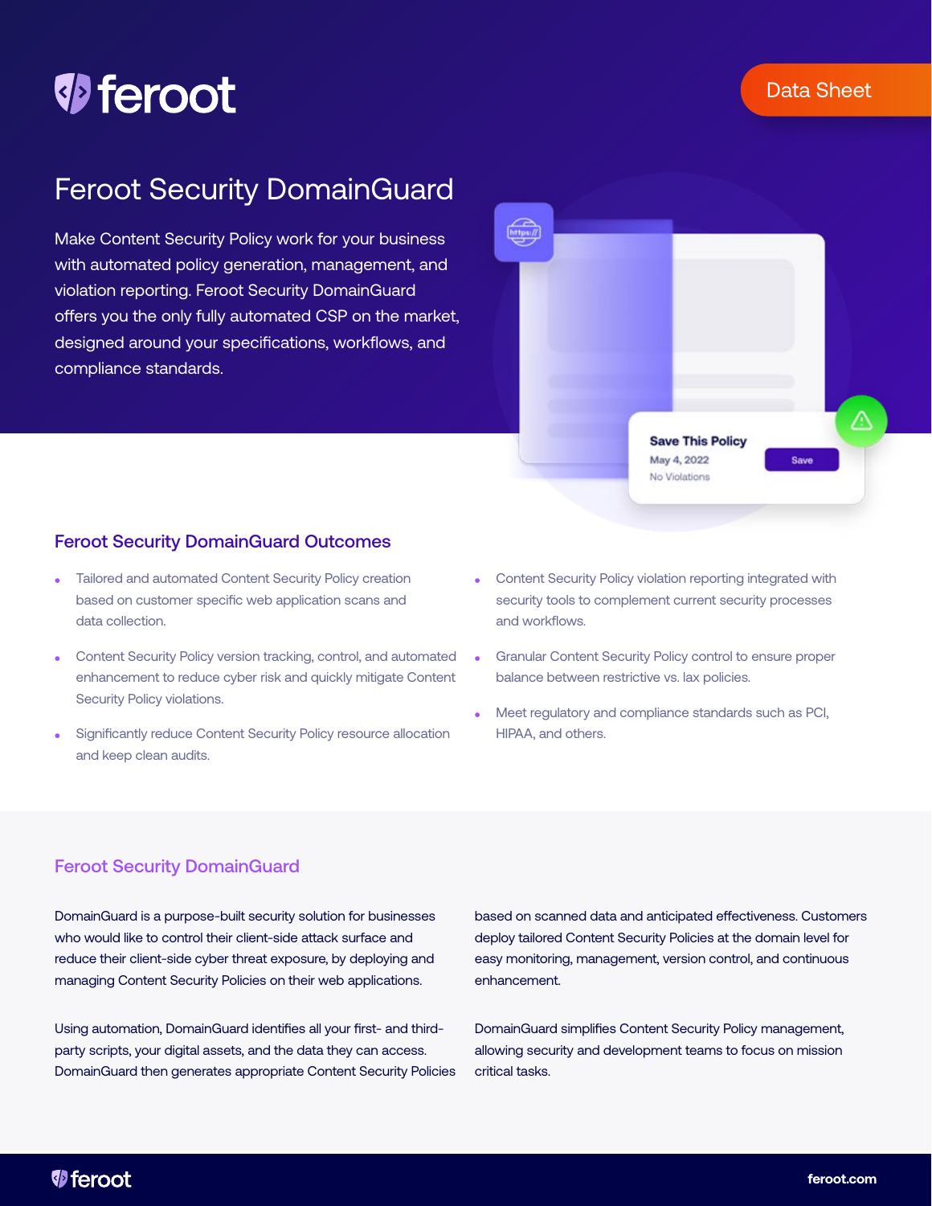feroot

Data Sheet

# Feroot Security DomainGuard

Make Content Security Policy work for your business with automated policy generation, management, and violation reporting. Feroot Security DomainGuard offers you the only fully automated CSP on the market, designed around your specifications, workflows, and compliance standards.

Save This Policy
May 4, 2022
No Violations
Save

## Feroot Security DomainGuard Outcomes

- Tailored and automated Content Security Policy creation based on customer specific web application scans and data collection.
- Content Security Policy version tracking, control, and automated enhancement to reduce cyber risk and quickly mitigate Content Security Policy violations.
- Significantly reduce Content Security Policy resource allocation and keep clean audits.
- Content Security Policy violation reporting integrated with security tools to complement current security processes and workflows.
- Granular Content Security Policy control to ensure proper balance between restrictive vs. lax policies.
- Meet regulatory and compliance standards such as PCI, HIPAA, and others.

## Feroot Security DomainGuard

DomainGuard is a purpose-built security solution for businesses who would like to control their client-side attack surface and reduce their client-side cyber threat exposure, by deploying and managing Content Security Policies on their web applications.

Using automation, DomainGuard identifies all your first- and third-party scripts, your digital assets, and the data they can access. DomainGuard then generates appropriate Content Security Policies based on scanned data and anticipated effectiveness. Customers deploy tailored Content Security Policies at the domain level for easy monitoring, management, version control, and continuous enhancement.

DomainGuard simplifies Content Security Policy management, allowing security and development teams to focus on mission critical tasks.

feroot

feroot.com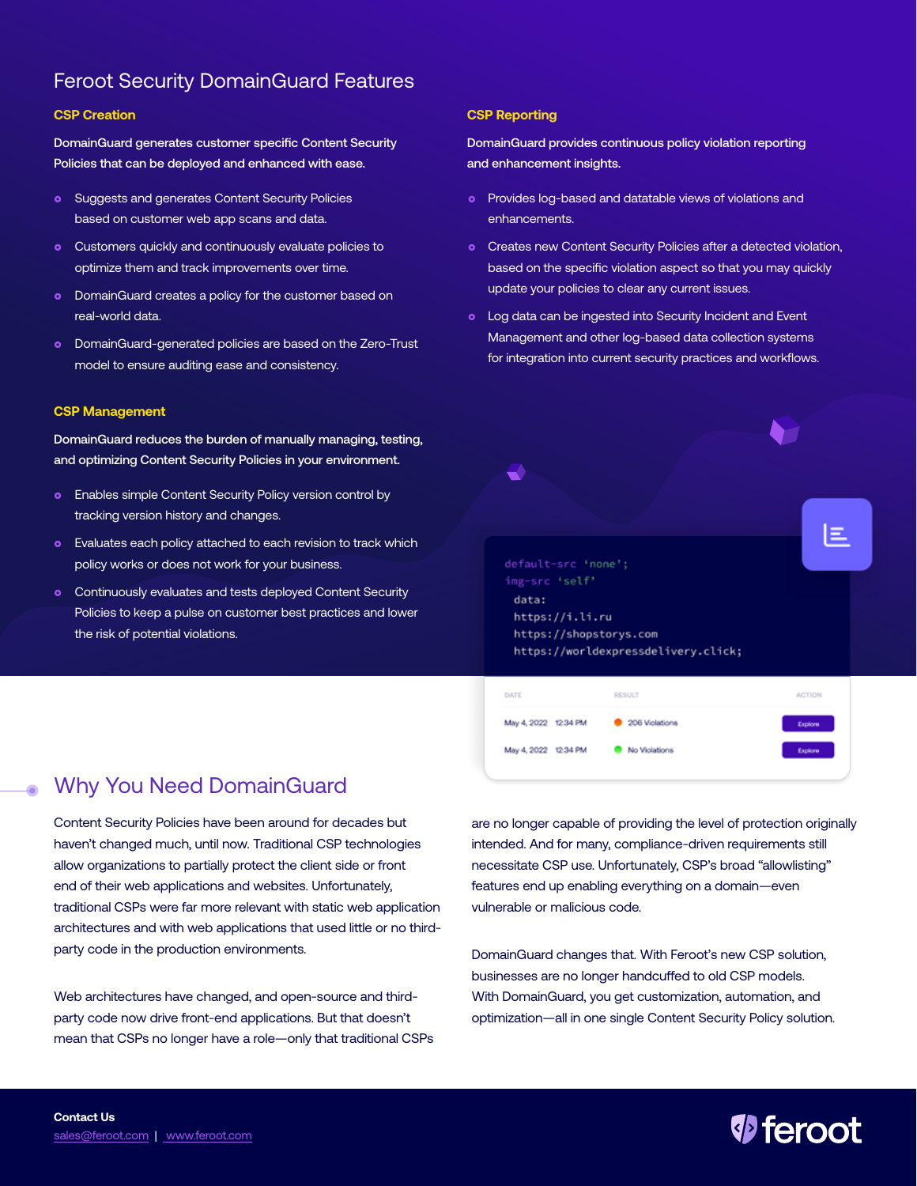# Feroot Security DomainGuard Features

## CSP Creation

**DomainGuard generates customer specific Content Security Policies that can be deployed and enhanced with ease.**

- Suggests and generates Content Security Policies based on customer web app scans and data.
- Customers quickly and continuously evaluate policies to optimize them and track improvements over time.
- DomainGuard creates a policy for the customer based on real-world data.
- DomainGuard-generated policies are based on the Zero-Trust model to ensure auditing ease and consistency.

## CSP Management

**DomainGuard reduces the burden of manually managing, testing, and optimizing Content Security Policies in your environment.**

- Enables simple Content Security Policy version control by tracking version history and changes.
- Evaluates each policy attached to each revision to track which policy works or does not work for your business.
- Continuously evaluates and tests deployed Content Security Policies to keep a pulse on customer best practices and lower the risk of potential violations.

## CSP Reporting

**DomainGuard provides continuous policy violation reporting and enhancement insights.**

- Provides log-based and datatable views of violations and enhancements.
- Creates new Content Security Policies after a detected violation, based on the specific violation aspect so that you may quickly update your policies to clear any current issues.
- Log data can be ingested into Security Incident and Event Management and other log-based data collection systems for integration into current security practices and workflows.

```
default-src 'none';
img-src 'self'
  data:
  https://i.li.ru
  https://shopstorys.com
  https://worldexpressdelivery.click;
```

| DATE | RESULT | ACTION |
| --- | --- | --- |
| May 4, 2022 12:34 PM | 206 Violations | Explore |
| May 4, 2022 12:34 PM | No Violations | Explore |

# Why You Need DomainGuard

Content Security Policies have been around for decades but haven't changed much, until now. Traditional CSP technologies allow organizations to partially protect the client side or front end of their web applications and websites. Unfortunately, traditional CSPs were far more relevant with static web application architectures and with web applications that used little or no third-party code in the production environments.

Web architectures have changed, and open-source and third-party code now drive front-end applications. But that doesn't mean that CSPs no longer have a role—only that traditional CSPs are no longer capable of providing the level of protection originally intended. And for many, compliance-driven requirements still necessitate CSP use. Unfortunately, CSP's broad "allowlisting" features end up enabling everything on a domain—even vulnerable or malicious code.

DomainGuard changes that. With Feroot's new CSP solution, businesses are no longer handcuffed to old CSP models. With DomainGuard, you get customization, automation, and optimization—all in one single Content Security Policy solution.

**Contact Us**
sales@feroot.com | www.feroot.com

feroot